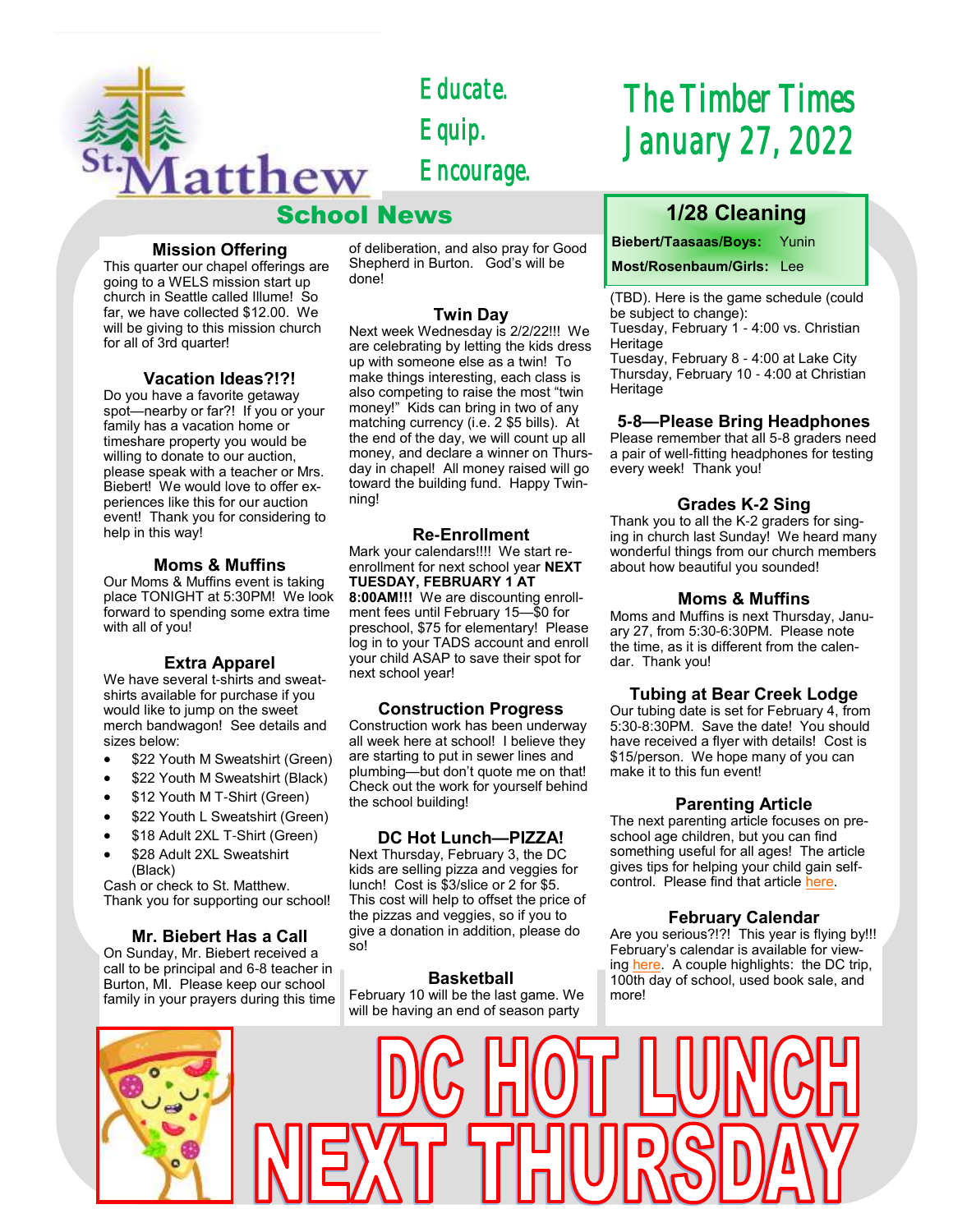St. Matthew

Educate.
Equip.
Encourage.

# The Timber Times
# January 27, 2022

## School News

### Mission Offering

This quarter our chapel offerings are going to a WELS mission start up church in Seattle called Illume! So far, we have collected $12.00. We will be giving to this mission church for all of 3rd quarter!

### Vacation Ideas?!?!

Do you have a favorite getaway spot—nearby or far?! If you or your family has a vacation home or timeshare property you would be willing to donate to our auction, please speak with a teacher or Mrs. Biebert! We would love to offer experiences like this for our auction event! Thank you for considering to help in this way!

### Moms & Muffins

Our Moms & Muffins event is taking place TONIGHT at 5:30PM! We look forward to spending some extra time with all of you!

### Extra Apparel

We have several t-shirts and sweatshirts available for purchase if you would like to jump on the sweet merch bandwagon! See details and sizes below:

- $22 Youth M Sweatshirt (Green)
- $22 Youth M Sweatshirt (Black)
- $12 Youth M T-Shirt (Green)
- $22 Youth L Sweatshirt (Green)
- $18 Adult 2XL T-Shirt (Green)
- $28 Adult 2XL Sweatshirt (Black)

Cash or check to St. Matthew. Thank you for supporting our school!

### Mr. Biebert Has a Call

On Sunday, Mr. Biebert received a call to be principal and 6-8 teacher in Burton, MI. Please keep our school family in your prayers during this time of deliberation, and also pray for Good Shepherd in Burton. God's will be done!

### Twin Day

Next week Wednesday is 2/2/22!!! We are celebrating by letting the kids dress up with someone else as a twin! To make things interesting, each class is also competing to raise the most "twin money!" Kids can bring in two of any matching currency (i.e. 2 $5 bills). At the end of the day, we will count up all money, and declare a winner on Thursday in chapel! All money raised will go toward the building fund. Happy Twinning!

### Re-Enrollment

Mark your calendars!!!! We start re-enrollment for next school year **NEXT TUESDAY, FEBRUARY 1 AT 8:00AM!!!** We are discounting enrollment fees until February 15—$0 for preschool, $75 for elementary! Please log in to your TADS account and enroll your child ASAP to save their spot for next school year!

### Construction Progress

Construction work has been underway all week here at school! I believe they are starting to put in sewer lines and plumbing—but don't quote me on that! Check out the work for yourself behind the school building!

### DC Hot Lunch—PIZZA!

Next Thursday, February 3, the DC kids are selling pizza and veggies for lunch! Cost is $3/slice or 2 for $5. This cost will help to offset the price of the pizzas and veggies, so if you to give a donation in addition, please do so!

### Basketball

February 10 will be the last game. We will be having an end of season party (TBD). Here is the game schedule (could be subject to change):

Tuesday, February 1 - 4:00 vs. Christian Heritage
Tuesday, February 8 - 4:00 at Lake City
Thursday, February 10 - 4:00 at Christian Heritage

### 1/28 Cleaning

**Biebert/Taasaas/Boys:** Yunin
**Most/Rosenbaum/Girls:** Lee

### 5-8—Please Bring Headphones

Please remember that all 5-8 graders need a pair of well-fitting headphones for testing every week! Thank you!

### Grades K-2 Sing

Thank you to all the K-2 graders for singing in church last Sunday! We heard many wonderful things from our church members about how beautiful you sounded!

### Moms & Muffins

Moms and Muffins is next Thursday, January 27, from 5:30-6:30PM. Please note the time, as it is different from the calendar. Thank you!

### Tubing at Bear Creek Lodge

Our tubing date is set for February 4, from 5:30-8:30PM. Save the date! You should have received a flyer with details! Cost is $15/person. We hope many of you can make it to this fun event!

### Parenting Article

The next parenting article focuses on preschool age children, but you can find something useful for all ages! The article gives tips for helping your child gain self-control. Please find that article here.

### February Calendar

Are you serious?!?! This year is flying by!!! February's calendar is available for viewing here. A couple highlights: the DC trip, 100th day of school, used book sale, and more!

# DC HOT LUNCH NEXT THURSDAY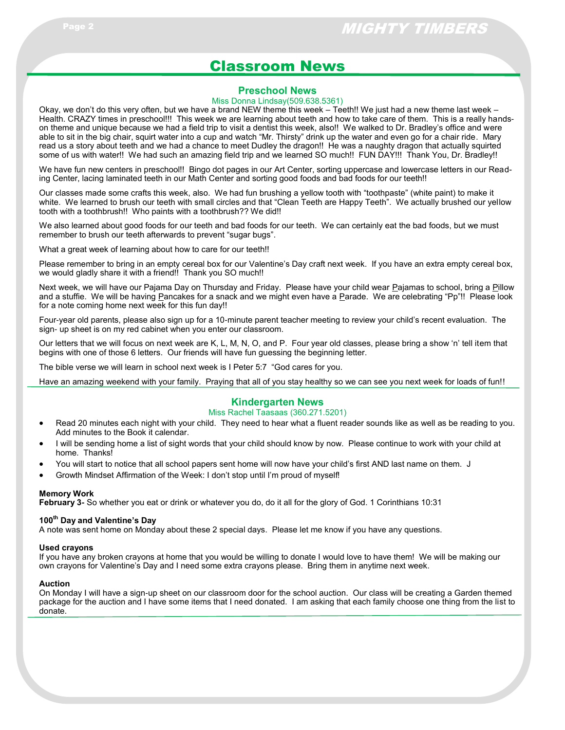# Classroom News

## Preschool News

Miss Donna Lindsay(509.638.5361)

Okay, we don't do this very often, but we have a brand NEW theme this week – Teeth!! We just had a new theme last week – Health. CRAZY times in preschool!!!! This week we are learning about teeth and how to take care of them. This is a really hands-on theme and unique because we had a field trip to visit a dentist this week, also!! We walked to Dr. Bradley's office and were able to sit in the big chair, squirt water into a cup and watch "Mr. Thirsty" drink up the water and even go for a chair ride. Mary read us a story about teeth and we had a chance to meet Dudley the dragon!! He was a naughty dragon that actually squirted some of us with water!! We had such an amazing field trip and we learned SO much!! FUN DAY!!! Thank You, Dr. Bradley!!

We have fun new centers in preschool!! Bingo dot pages in our Art Center, sorting uppercase and lowercase letters in our Reading Center, lacing laminated teeth in our Math Center and sorting good foods and bad foods for our teeth!!

Our classes made some crafts this week, also. We had fun brushing a yellow tooth with "toothpaste" (white paint) to make it white. We learned to brush our teeth with small circles and that "Clean Teeth are Happy Teeth". We actually brushed our yellow tooth with a toothbrush!! Who paints with a toothbrush?? We did!!

We also learned about good foods for our teeth and bad foods for our teeth. We can certainly eat the bad foods, but we must remember to brush our teeth afterwards to prevent "sugar bugs".

What a great week of learning about how to care for our teeth!!

Please remember to bring in an empty cereal box for our Valentine's Day craft next week. If you have an extra empty cereal box, we would gladly share it with a friend!! Thank you SO much!!

Next week, we will have our Pajama Day on Thursday and Friday. Please have your child wear Pajamas to school, bring a Pillow and a stuffie. We will be having Pancakes for a snack and we might even have a Parade. We are celebrating "Pp"!! Please look for a note coming home next week for this fun day!!

Four-year old parents, please also sign up for a 10-minute parent teacher meeting to review your child's recent evaluation. The sign- up sheet is on my red cabinet when you enter our classroom.

Our letters that we will focus on next week are K, L, M, N, O, and P. Four year old classes, please bring a show 'n' tell item that begins with one of those 6 letters. Our friends will have fun guessing the beginning letter.

The bible verse we will learn in school next week is I Peter 5:7 "God cares for you.

Have an amazing weekend with your family. Praying that all of you stay healthy so we can see you next week for loads of fun!!

## Kindergarten News

Miss Rachel Taasaas (360.271.5201)

- Read 20 minutes each night with your child. They need to hear what a fluent reader sounds like as well as be reading to you. Add minutes to the Book it calendar.
- I will be sending home a list of sight words that your child should know by now. Please continue to work with your child at home. Thanks!
- You will start to notice that all school papers sent home will now have your child's first AND last name on them. J
- Growth Mindset Affirmation of the Week: I don't stop until I'm proud of myself!

**Memory Work**

**February 3-** So whether you eat or drink or whatever you do, do it all for the glory of God. 1 Corinthians 10:31

**100th Day and Valentine's Day**

A note was sent home on Monday about these 2 special days. Please let me know if you have any questions.

**Used crayons**

If you have any broken crayons at home that you would be willing to donate I would love to have them! We will be making our own crayons for Valentine's Day and I need some extra crayons please. Bring them in anytime next week.

**Auction**

On Monday I will have a sign-up sheet on our classroom door for the school auction. Our class will be creating a Garden themed package for the auction and I have some items that I need donated. I am asking that each family choose one thing from the list to donate.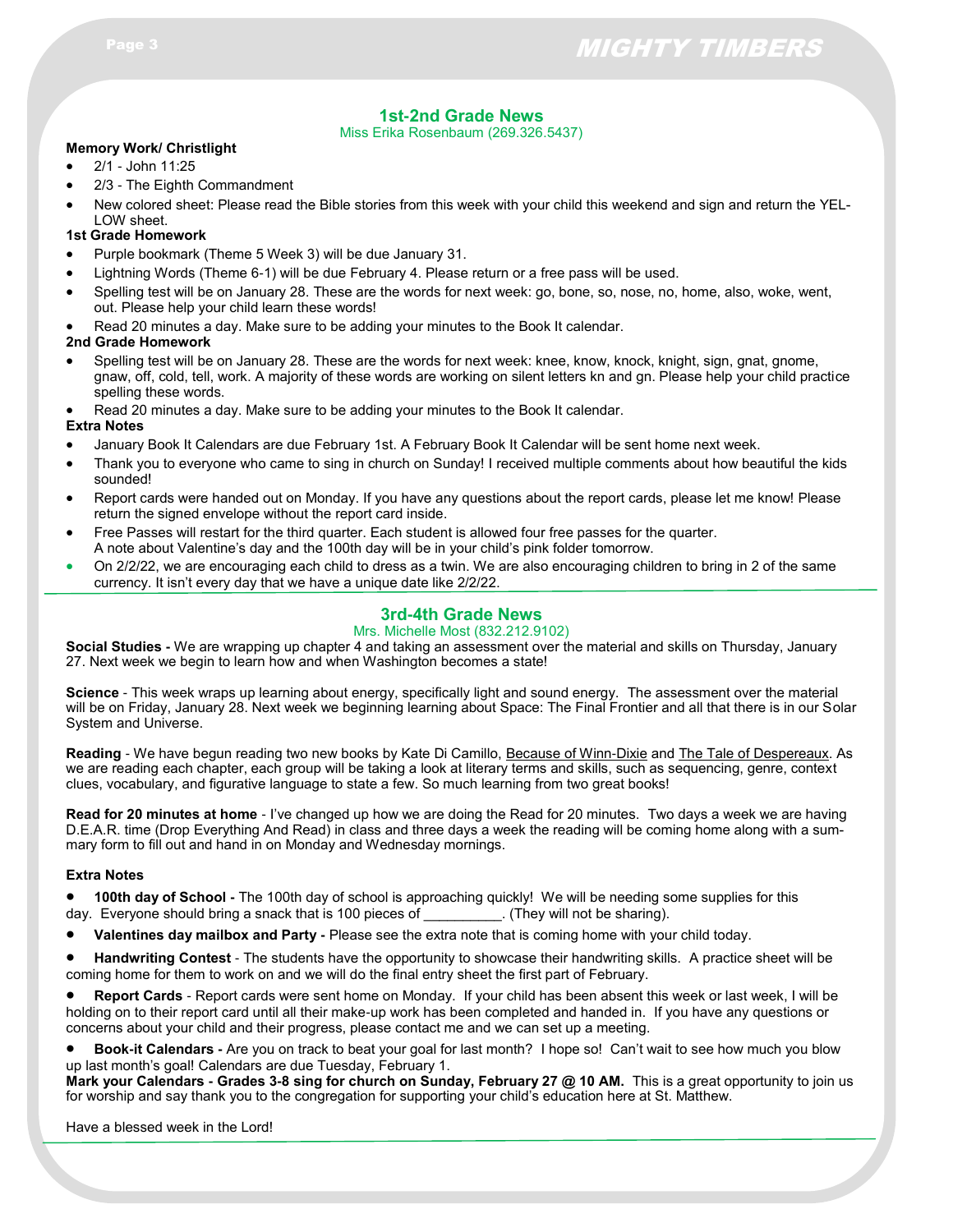## 1st-2nd Grade News

Miss Erika Rosenbaum (269.326.5437)

**Memory Work/ Christlight**

- 2/1 - John 11:25
- 2/3 - The Eighth Commandment
- New colored sheet: Please read the Bible stories from this week with your child this weekend and sign and return the YELLOW sheet.

**1st Grade Homework**

- Purple bookmark (Theme 5 Week 3) will be due January 31.
- Lightning Words (Theme 6-1) will be due February 4. Please return or a free pass will be used.
- Spelling test will be on January 28. These are the words for next week: go, bone, so, nose, no, home, also, woke, went, out. Please help your child learn these words!
- Read 20 minutes a day. Make sure to be adding your minutes to the Book It calendar.

**2nd Grade Homework**

- Spelling test will be on January 28. These are the words for next week: knee, know, knock, knight, sign, gnat, gnome, gnaw, off, cold, tell, work. A majority of these words are working on silent letters kn and gn. Please help your child practice spelling these words.
- Read 20 minutes a day. Make sure to be adding your minutes to the Book It calendar.

**Extra Notes**

- January Book It Calendars are due February 1st. A February Book It Calendar will be sent home next week.
- Thank you to everyone who came to sing in church on Sunday! I received multiple comments about how beautiful the kids sounded!
- Report cards were handed out on Monday. If you have any questions about the report cards, please let me know! Please return the signed envelope without the report card inside.
- Free Passes will restart for the third quarter. Each student is allowed four free passes for the quarter.
  A note about Valentine's day and the 100th day will be in your child's pink folder tomorrow.
- On 2/2/22, we are encouraging each child to dress as a twin. We are also encouraging children to bring in 2 of the same currency. It isn't every day that we have a unique date like 2/2/22.

## 3rd-4th Grade News

Mrs. Michelle Most (832.212.9102)

**Social Studies -** We are wrapping up chapter 4 and taking an assessment over the material and skills on Thursday, January 27. Next week we begin to learn how and when Washington becomes a state!

**Science** - This week wraps up learning about energy, specifically light and sound energy. The assessment over the material will be on Friday, January 28. Next week we beginning learning about Space: The Final Frontier and all that there is in our Solar System and Universe.

**Reading** - We have begun reading two new books by Kate Di Camillo, Because of Winn-Dixie and The Tale of Despereaux. As we are reading each chapter, each group will be taking a look at literary terms and skills, such as sequencing, genre, context clues, vocabulary, and figurative language to state a few. So much learning from two great books!

**Read for 20 minutes at home** - I've changed up how we are doing the Read for 20 minutes. Two days a week we are having D.E.A.R. time (Drop Everything And Read) in class and three days a week the reading will be coming home along with a summary form to fill out and hand in on Monday and Wednesday mornings.

**Extra Notes**

- **100th day of School -** The 100th day of school is approaching quickly! We will be needing some supplies for this day. Everyone should bring a snack that is 100 pieces of __________. (They will not be sharing).
- **Valentines day mailbox and Party -** Please see the extra note that is coming home with your child today.
- **Handwriting Contest** - The students have the opportunity to showcase their handwriting skills. A practice sheet will be coming home for them to work on and we will do the final entry sheet the first part of February.
- **Report Cards** - Report cards were sent home on Monday. If your child has been absent this week or last week, I will be holding on to their report card until all their make-up work has been completed and handed in. If you have any questions or concerns about your child and their progress, please contact me and we can set up a meeting.
- **Book-it Calendars -** Are you on track to beat your goal for last month? I hope so! Can't wait to see how much you blow up last month's goal! Calendars are due Tuesday, February 1.

**Mark your Calendars - Grades 3-8 sing for church on Sunday, February 27 @ 10 AM.** This is a great opportunity to join us for worship and say thank you to the congregation for supporting your child's education here at St. Matthew.

Have a blessed week in the Lord!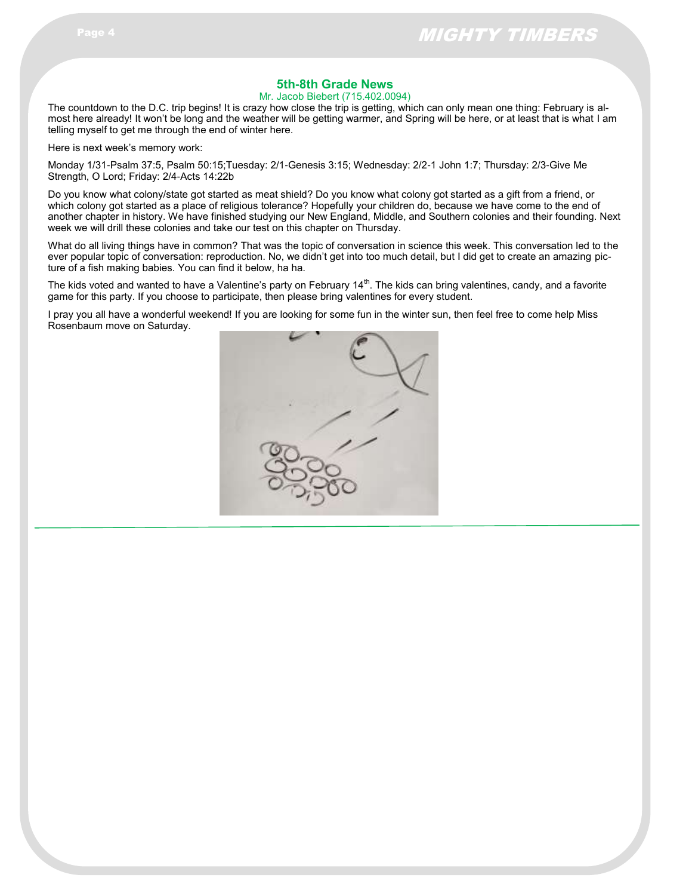## 5th-8th Grade News

Mr. Jacob Biebert (715.402.0094)

The countdown to the D.C. trip begins! It is crazy how close the trip is getting, which can only mean one thing: February is almost here already! It won't be long and the weather will be getting warmer, and Spring will be here, or at least that is what I am telling myself to get me through the end of winter here.

Here is next week's memory work:

Monday 1/31-Psalm 37:5, Psalm 50:15;Tuesday: 2/1-Genesis 3:15; Wednesday: 2/2-1 John 1:7; Thursday: 2/3-Give Me Strength, O Lord; Friday: 2/4-Acts 14:22b

Do you know what colony/state got started as meat shield? Do you know what colony got started as a gift from a friend, or which colony got started as a place of religious tolerance? Hopefully your children do, because we have come to the end of another chapter in history. We have finished studying our New England, Middle, and Southern colonies and their founding. Next week we will drill these colonies and take our test on this chapter on Thursday.

What do all living things have in common? That was the topic of conversation in science this week. This conversation led to the ever popular topic of conversation: reproduction. No, we didn't get into too much detail, but I did get to create an amazing picture of a fish making babies. You can find it below, ha ha.

The kids voted and wanted to have a Valentine's party on February 14th. The kids can bring valentines, candy, and a favorite game for this party. If you choose to participate, then please bring valentines for every student.

I pray you all have a wonderful weekend! If you are looking for some fun in the winter sun, then feel free to come help Miss Rosenbaum move on Saturday.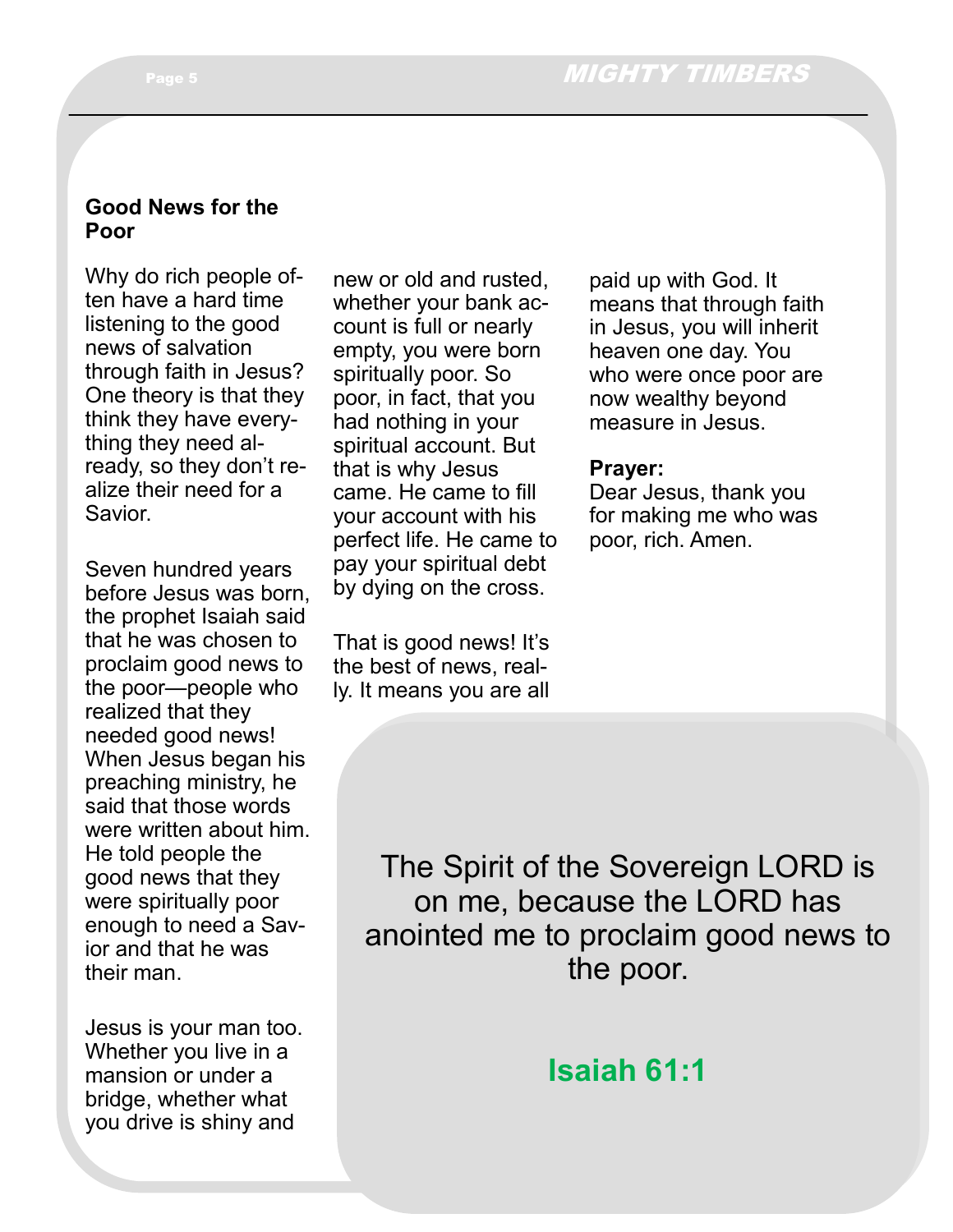## Good News for the Poor

Why do rich people often have a hard time listening to the good news of salvation through faith in Jesus? One theory is that they think they have everything they need already, so they don't realize their need for a Savior.

Seven hundred years before Jesus was born, the prophet Isaiah said that he was chosen to proclaim good news to the poor—people who realized that they needed good news! When Jesus began his preaching ministry, he said that those words were written about him. He told people the good news that they were spiritually poor enough to need a Savior and that he was their man.

Jesus is your man too. Whether you live in a mansion or under a bridge, whether what you drive is shiny and new or old and rusted, whether your bank account is full or nearly empty, you were born spiritually poor. So poor, in fact, that you had nothing in your spiritual account. But that is why Jesus came. He came to fill your account with his perfect life. He came to pay your spiritual debt by dying on the cross.

That is good news! It's the best of news, really. It means you are all paid up with God. It means that through faith in Jesus, you will inherit heaven one day. You who were once poor are now wealthy beyond measure in Jesus.

**Prayer:**
Dear Jesus, thank you for making me who was poor, rich. Amen.

The Spirit of the Sovereign LORD is on me, because the LORD has anointed me to proclaim good news to the poor.

**Isaiah 61:1**